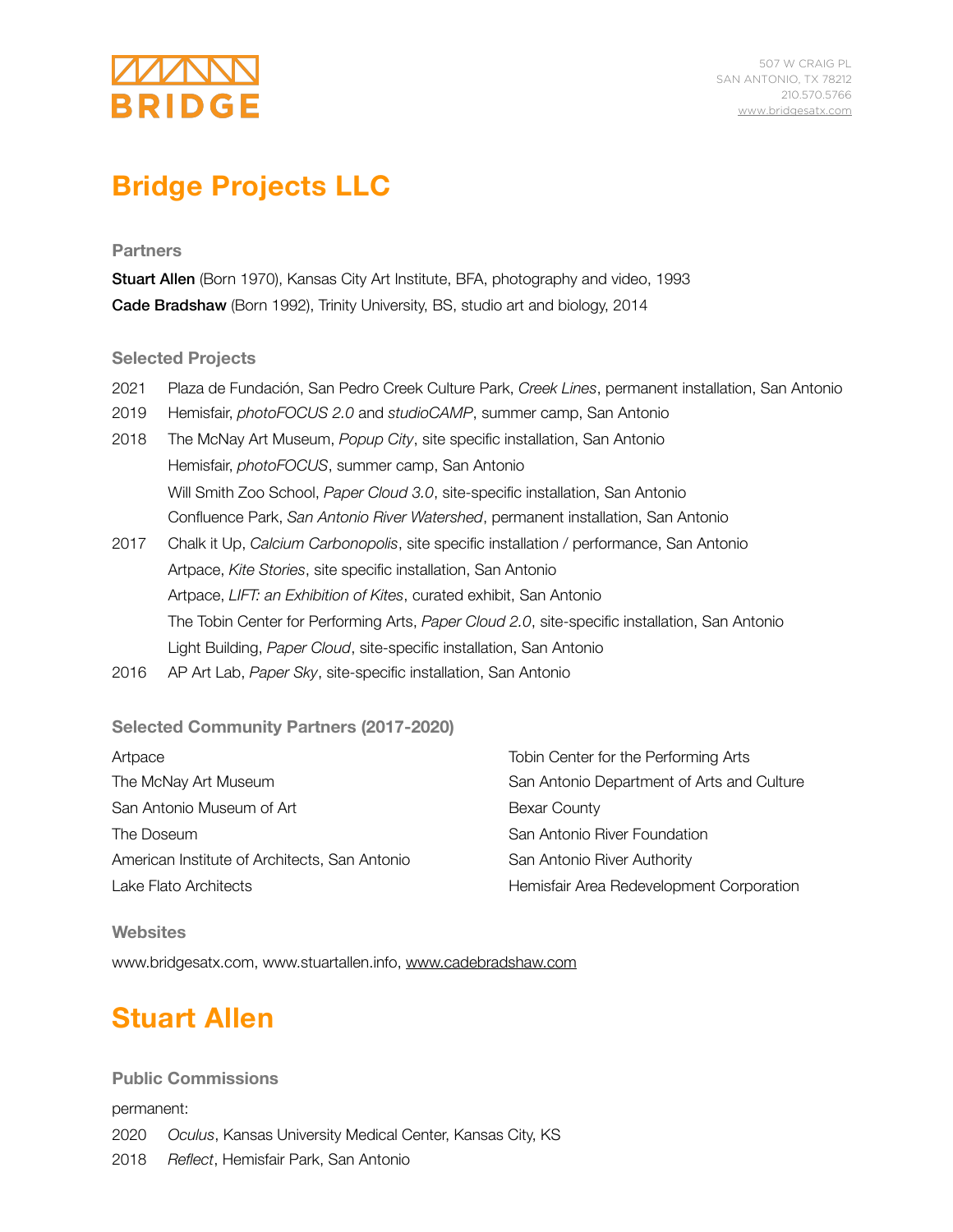BRIDGE

507 W CRAIG PL
SAN ANTONIO, TX 78212
210.570.5766
www.bridgesatx.com

# Bridge Projects LLC

### Partners

**Stuart Allen** (Born 1970), Kansas City Art Institute, BFA, photography and video, 1993
**Cade Bradshaw** (Born 1992), Trinity University, BS, studio art and biology, 2014

### Selected Projects

2021 Plaza de Fundación, San Pedro Creek Culture Park, *Creek Lines*, permanent installation, San Antonio
2019 Hemisfair, *photoFOCUS 2.0* and *studioCAMP*, summer camp, San Antonio
2018 The McNay Art Museum, *Popup City*, site specific installation, San Antonio
Hemisfair, *photoFOCUS*, summer camp, San Antonio
Will Smith Zoo School, *Paper Cloud 3.0*, site-specific installation, San Antonio
Confluence Park, *San Antonio River Watershed*, permanent installation, San Antonio
2017 Chalk it Up, *Calcium Carbonopolis*, site specific installation / performance, San Antonio
Artpace, *Kite Stories*, site specific installation, San Antonio
Artpace, *LIFT: an Exhibition of Kites*, curated exhibit, San Antonio
The Tobin Center for Performing Arts, *Paper Cloud 2.0*, site-specific installation, San Antonio
Light Building, *Paper Cloud*, site-specific installation, San Antonio
2016 AP Art Lab, *Paper Sky*, site-specific installation, San Antonio

### Selected Community Partners (2017-2020)

Artpace
The McNay Art Museum
San Antonio Museum of Art
The Doseum
American Institute of Architects, San Antonio
Lake Flato Architects
Tobin Center for the Performing Arts
San Antonio Department of Arts and Culture
Bexar County
San Antonio River Foundation
San Antonio River Authority
Hemisfair Area Redevelopment Corporation

### Websites

www.bridgesatx.com, www.stuartallen.info, www.cadebradshaw.com

# Stuart Allen

### Public Commissions

permanent:

2020 *Oculus*, Kansas University Medical Center, Kansas City, KS
2018 *Reflect*, Hemisfair Park, San Antonio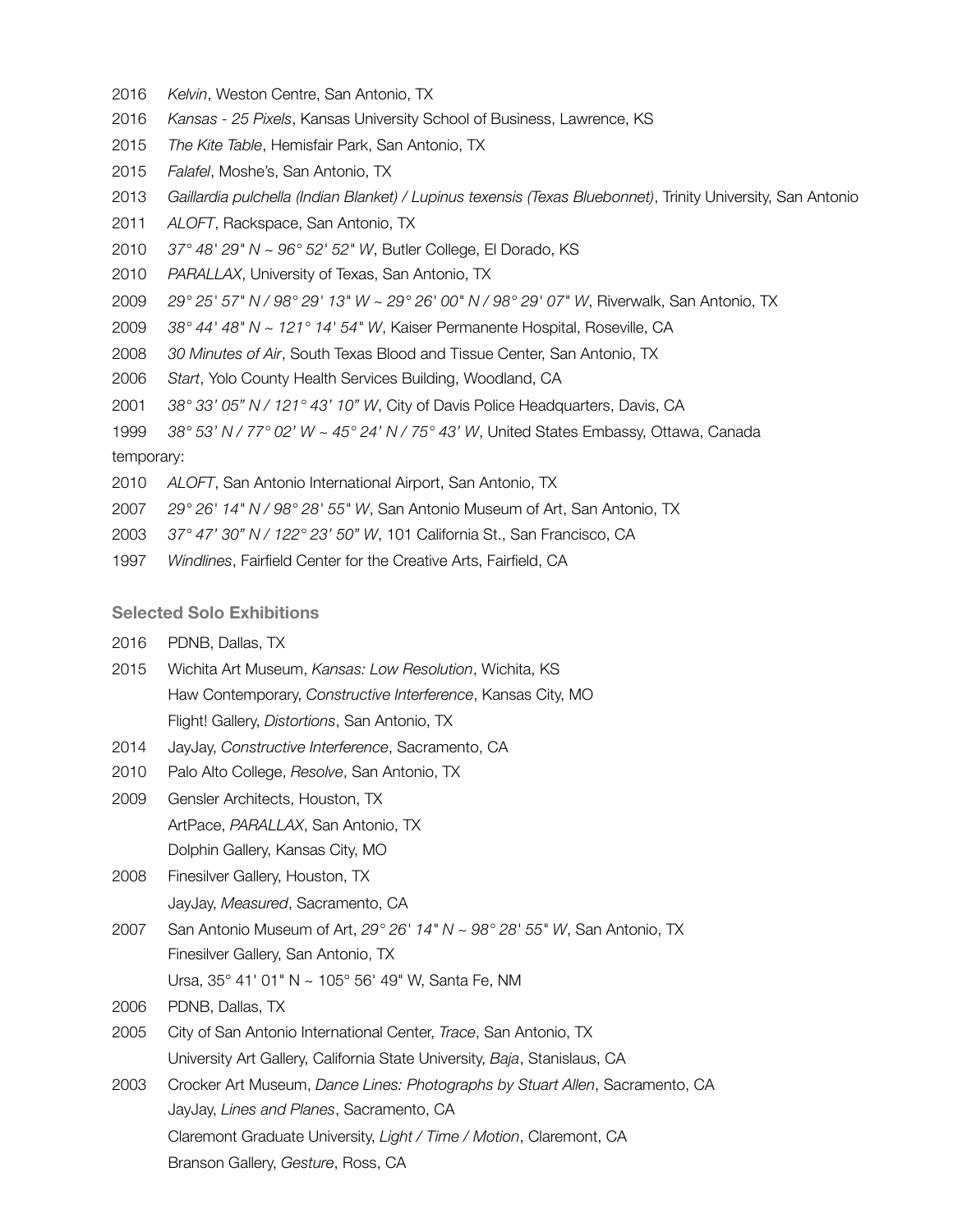2016 *Kelvin*, Weston Centre, San Antonio, TX

2016 *Kansas - 25 Pixels*, Kansas University School of Business, Lawrence, KS

2015 *The Kite Table*, Hemisfair Park, San Antonio, TX

2015 *Falafel*, Moshe's, San Antonio, TX

2013 *Gaillardia pulchella (Indian Blanket) / Lupinus texensis (Texas Bluebonnet)*, Trinity University, San Antonio

2011 *ALOFT*, Rackspace, San Antonio, TX

2010 *37° 48' 29" N ~ 96° 52' 52" W*, Butler College, El Dorado, KS

2010 *PARALLAX*, University of Texas, San Antonio, TX

2009 *29° 25' 57" N / 98° 29' 13" W ~ 29° 26' 00" N / 98° 29' 07" W*, Riverwalk, San Antonio, TX

2009 *38° 44' 48" N ~ 121° 14' 54" W*, Kaiser Permanente Hospital, Roseville, CA

2008 *30 Minutes of Air*, South Texas Blood and Tissue Center, San Antonio, TX

2006 *Start*, Yolo County Health Services Building, Woodland, CA

2001 *38° 33' 05" N / 121° 43' 10" W*, City of Davis Police Headquarters, Davis, CA

1999 *38° 53' N / 77° 02' W ~ 45° 24' N / 75° 43' W*, United States Embassy, Ottawa, Canada

temporary:

2010 *ALOFT*, San Antonio International Airport, San Antonio, TX

2007 *29° 26' 14" N / 98° 28' 55" W*, San Antonio Museum of Art, San Antonio, TX

2003 *37° 47' 30" N / 122° 23' 50" W*, 101 California St., San Francisco, CA

1997 *Windlines*, Fairfield Center for the Creative Arts, Fairfield, CA

## Selected Solo Exhibitions

2016 PDNB, Dallas, TX

2015 Wichita Art Museum, *Kansas: Low Resolution*, Wichita, KS
Haw Contemporary, *Constructive Interference*, Kansas City, MO
Flight! Gallery, *Distortions*, San Antonio, TX

2014 JayJay, *Constructive Interference*, Sacramento, CA

2010 Palo Alto College, *Resolve*, San Antonio, TX

2009 Gensler Architects, Houston, TX
ArtPace, *PARALLAX*, San Antonio, TX
Dolphin Gallery, Kansas City, MO

2008 Finesilver Gallery, Houston, TX
JayJay, *Measured*, Sacramento, CA

2007 San Antonio Museum of Art, *29° 26' 14" N ~ 98° 28' 55" W*, San Antonio, TX
Finesilver Gallery, San Antonio, TX
Ursa, 35° 41' 01" N ~ 105° 56' 49" W, Santa Fe, NM

2006 PDNB, Dallas, TX

2005 City of San Antonio International Center, *Trace*, San Antonio, TX
University Art Gallery, California State University, *Baja*, Stanislaus, CA

2003 Crocker Art Museum, *Dance Lines: Photographs by Stuart Allen*, Sacramento, CA
JayJay, *Lines and Planes*, Sacramento, CA
Claremont Graduate University, *Light / Time / Motion*, Claremont, CA
Branson Gallery, *Gesture*, Ross, CA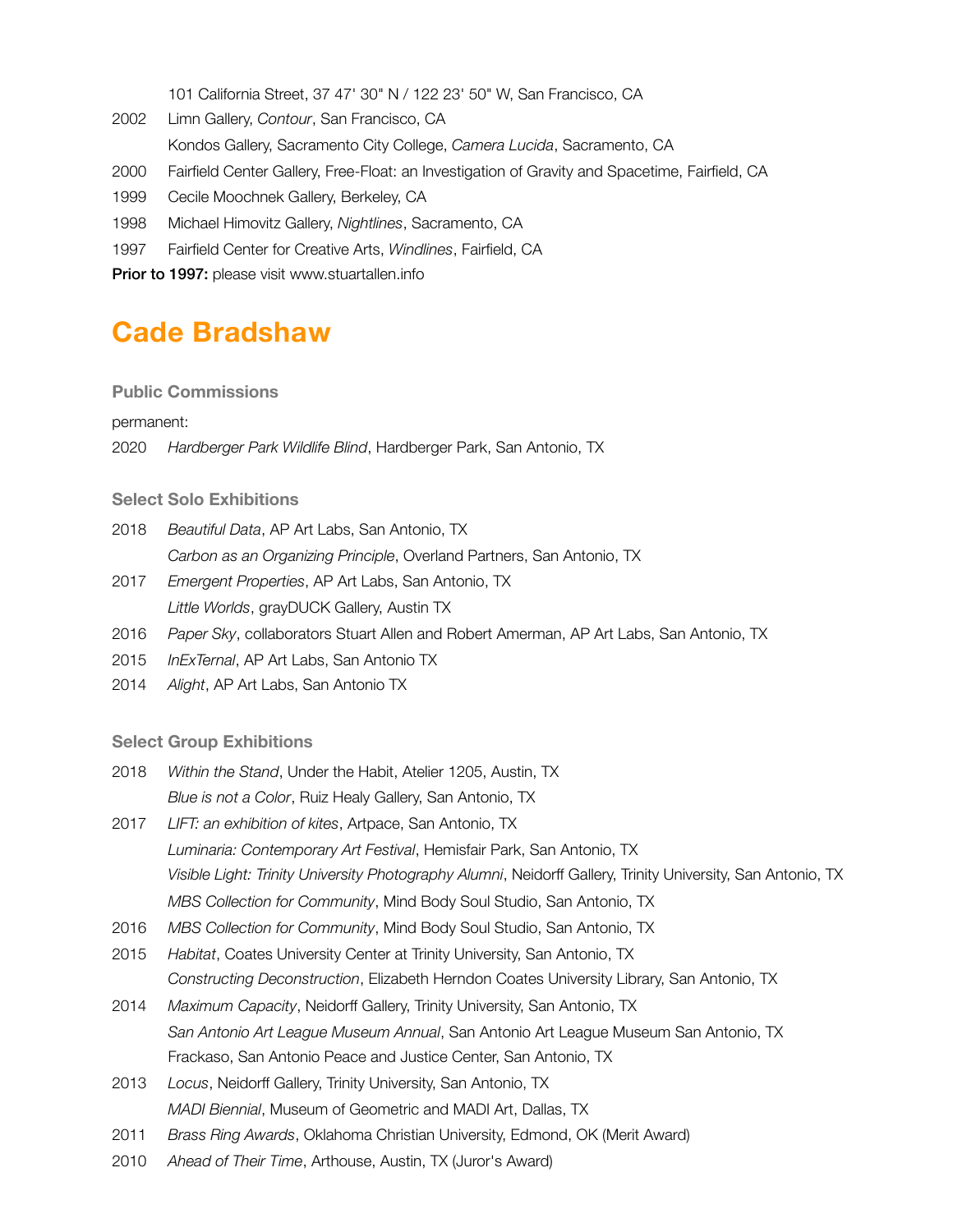101 California Street, 37 47' 30" N / 122 23' 50" W, San Francisco, CA

2002 Limn Gallery, *Contour*, San Francisco, CA

Kondos Gallery, Sacramento City College, *Camera Lucida*, Sacramento, CA

2000 Fairfield Center Gallery, Free-Float: an Investigation of Gravity and Spacetime, Fairfield, CA

1999 Cecile Moochnek Gallery, Berkeley, CA

1998 Michael Himovitz Gallery, *Nightlines*, Sacramento, CA

1997 Fairfield Center for Creative Arts, *Windlines*, Fairfield, CA

**Prior to 1997:** please visit www.stuartallen.info

# Cade Bradshaw

### Public Commissions

permanent:

2020 *Hardberger Park Wildlife Blind*, Hardberger Park, San Antonio, TX

### Select Solo Exhibitions

2018 *Beautiful Data*, AP Art Labs, San Antonio, TX

*Carbon as an Organizing Principle*, Overland Partners, San Antonio, TX

2017 *Emergent Properties*, AP Art Labs, San Antonio, TX

*Little Worlds*, grayDUCK Gallery, Austin TX

2016 *Paper Sky*, collaborators Stuart Allen and Robert Amerman, AP Art Labs, San Antonio, TX

2015 *InExTernal*, AP Art Labs, San Antonio TX

2014 *Alight*, AP Art Labs, San Antonio TX

### Select Group Exhibitions

2018 *Within the Stand*, Under the Habit, Atelier 1205, Austin, TX

*Blue is not a Color*, Ruiz Healy Gallery, San Antonio, TX

2017 *LIFT: an exhibition of kites*, Artpace, San Antonio, TX

*Luminaria: Contemporary Art Festival*, Hemisfair Park, San Antonio, TX

*Visible Light: Trinity University Photography Alumni*, Neidorff Gallery, Trinity University, San Antonio, TX

*MBS Collection for Community*, Mind Body Soul Studio, San Antonio, TX

2016 *MBS Collection for Community*, Mind Body Soul Studio, San Antonio, TX

2015 *Habitat*, Coates University Center at Trinity University, San Antonio, TX

*Constructing Deconstruction*, Elizabeth Herndon Coates University Library, San Antonio, TX

2014 *Maximum Capacity*, Neidorff Gallery, Trinity University, San Antonio, TX

*San Antonio Art League Museum Annual*, San Antonio Art League Museum San Antonio, TX

Frackaso, San Antonio Peace and Justice Center, San Antonio, TX

2013 *Locus*, Neidorff Gallery, Trinity University, San Antonio, TX

*MADI Biennial*, Museum of Geometric and MADI Art, Dallas, TX

2011 *Brass Ring Awards*, Oklahoma Christian University, Edmond, OK (Merit Award)

2010 *Ahead of Their Time*, Arthouse, Austin, TX (Juror's Award)